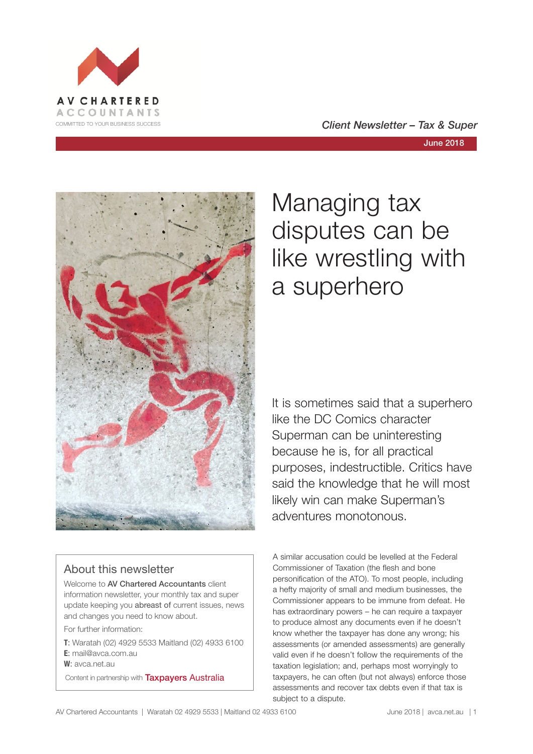AV CHARTERED ACCOUNTANTS

COMMITTED TO YOUR BUSINESS SUCCESS

*Client Newsletter – Tax & Super*

June 2018

# Managing tax disputes can be like wrestling with a superhero

It is sometimes said that a superhero like the DC Comics character Superman can be uninteresting because he is, for all practical purposes, indestructible. Critics have said the knowledge that he will most likely win can make Superman's adventures monotonous.

A similar accusation could be levelled at the Federal Commissioner of Taxation (the flesh and bone personification of the ATO). To most people, including a hefty majority of small and medium businesses, the Commissioner appears to be immune from defeat. He has extraordinary powers – he can require a taxpayer to produce almost any documents even if he doesn't know whether the taxpayer has done any wrong; his assessments (or amended assessments) are generally valid even if he doesn't follow the requirements of the taxation legislation; and, perhaps most worryingly to taxpayers, he can often (but not always) enforce those assessments and recover tax debts even if that tax is subject to a dispute.

## About this newsletter

Welcome to **AV Chartered Accountants** client information newsletter, your monthly tax and super update keeping you **abreast of** current issues, news and changes you need to know about.

For further information:

**T**: Waratah (02) 4929 5533 Maitland (02) 4933 6100
**E**: mail@avca.com.au
**W**: avca.net.au

Content in partnership with Taxpayers Australia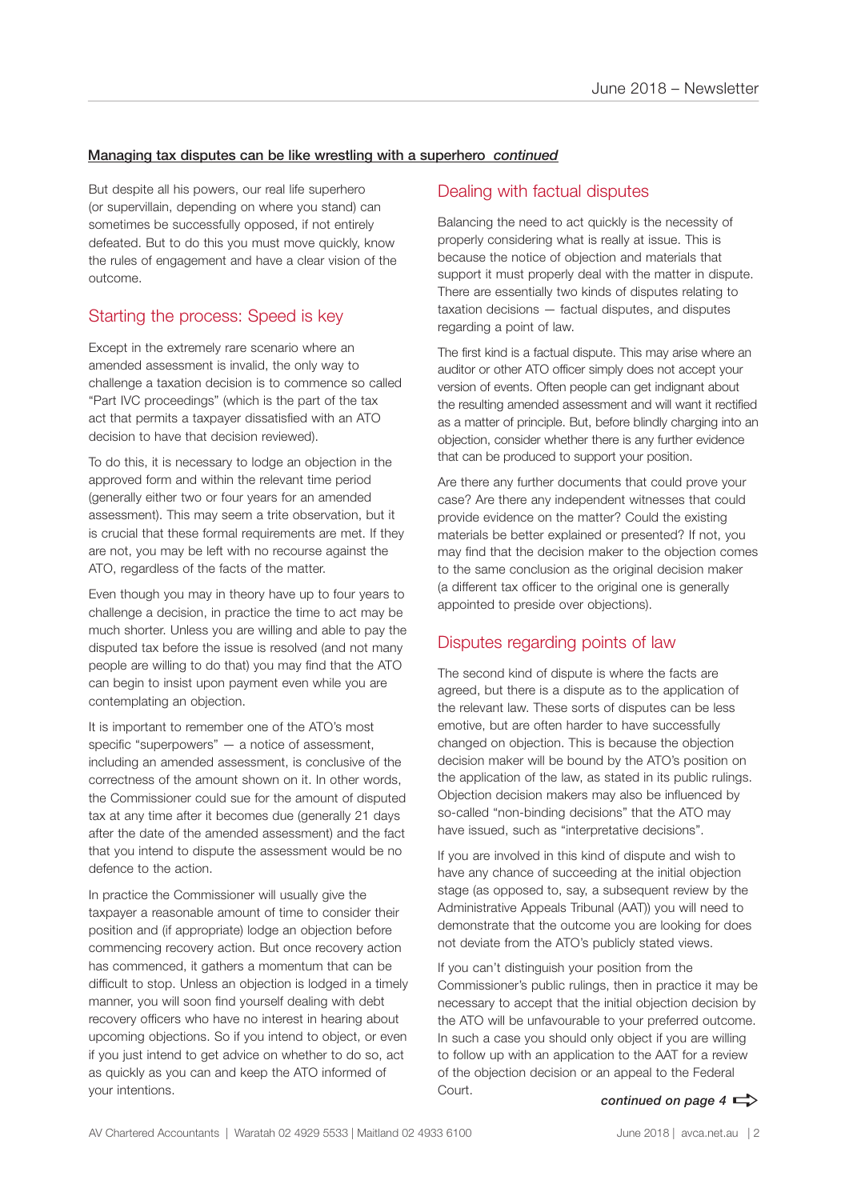**Managing tax disputes can be like wrestling with a superhero *continued***

But despite all his powers, our real life superhero (or supervillain, depending on where you stand) can sometimes be successfully opposed, if not entirely defeated. But to do this you must move quickly, know the rules of engagement and have a clear vision of the outcome.

## Starting the process: Speed is key

Except in the extremely rare scenario where an amended assessment is invalid, the only way to challenge a taxation decision is to commence so called "Part IVC proceedings" (which is the part of the tax act that permits a taxpayer dissatisfied with an ATO decision to have that decision reviewed).

To do this, it is necessary to lodge an objection in the approved form and within the relevant time period (generally either two or four years for an amended assessment). This may seem a trite observation, but it is crucial that these formal requirements are met. If they are not, you may be left with no recourse against the ATO, regardless of the facts of the matter.

Even though you may in theory have up to four years to challenge a decision, in practice the time to act may be much shorter. Unless you are willing and able to pay the disputed tax before the issue is resolved (and not many people are willing to do that) you may find that the ATO can begin to insist upon payment even while you are contemplating an objection.

It is important to remember one of the ATO's most specific "superpowers" — a notice of assessment, including an amended assessment, is conclusive of the correctness of the amount shown on it. In other words, the Commissioner could sue for the amount of disputed tax at any time after it becomes due (generally 21 days after the date of the amended assessment) and the fact that you intend to dispute the assessment would be no defence to the action.

In practice the Commissioner will usually give the taxpayer a reasonable amount of time to consider their position and (if appropriate) lodge an objection before commencing recovery action. But once recovery action has commenced, it gathers a momentum that can be difficult to stop. Unless an objection is lodged in a timely manner, you will soon find yourself dealing with debt recovery officers who have no interest in hearing about upcoming objections. So if you intend to object, or even if you just intend to get advice on whether to do so, act as quickly as you can and keep the ATO informed of your intentions.

## Dealing with factual disputes

Balancing the need to act quickly is the necessity of properly considering what is really at issue. This is because the notice of objection and materials that support it must properly deal with the matter in dispute. There are essentially two kinds of disputes relating to taxation decisions — factual disputes, and disputes regarding a point of law.

The first kind is a factual dispute. This may arise where an auditor or other ATO officer simply does not accept your version of events. Often people can get indignant about the resulting amended assessment and will want it rectified as a matter of principle. But, before blindly charging into an objection, consider whether there is any further evidence that can be produced to support your position.

Are there any further documents that could prove your case? Are there any independent witnesses that could provide evidence on the matter? Could the existing materials be better explained or presented? If not, you may find that the decision maker to the objection comes to the same conclusion as the original decision maker (a different tax officer to the original one is generally appointed to preside over objections).

## Disputes regarding points of law

The second kind of dispute is where the facts are agreed, but there is a dispute as to the application of the relevant law. These sorts of disputes can be less emotive, but are often harder to have successfully changed on objection. This is because the objection decision maker will be bound by the ATO's position on the application of the law, as stated in its public rulings. Objection decision makers may also be influenced by so-called "non-binding decisions" that the ATO may have issued, such as "interpretative decisions".

If you are involved in this kind of dispute and wish to have any chance of succeeding at the initial objection stage (as opposed to, say, a subsequent review by the Administrative Appeals Tribunal (AAT)) you will need to demonstrate that the outcome you are looking for does not deviate from the ATO's publicly stated views.

If you can't distinguish your position from the Commissioner's public rulings, then in practice it may be necessary to accept that the initial objection decision by the ATO will be unfavourable to your preferred outcome. In such a case you should only object if you are willing to follow up with an application to the AAT for a review of the objection decision or an appeal to the Federal Court.

***continued on page 4***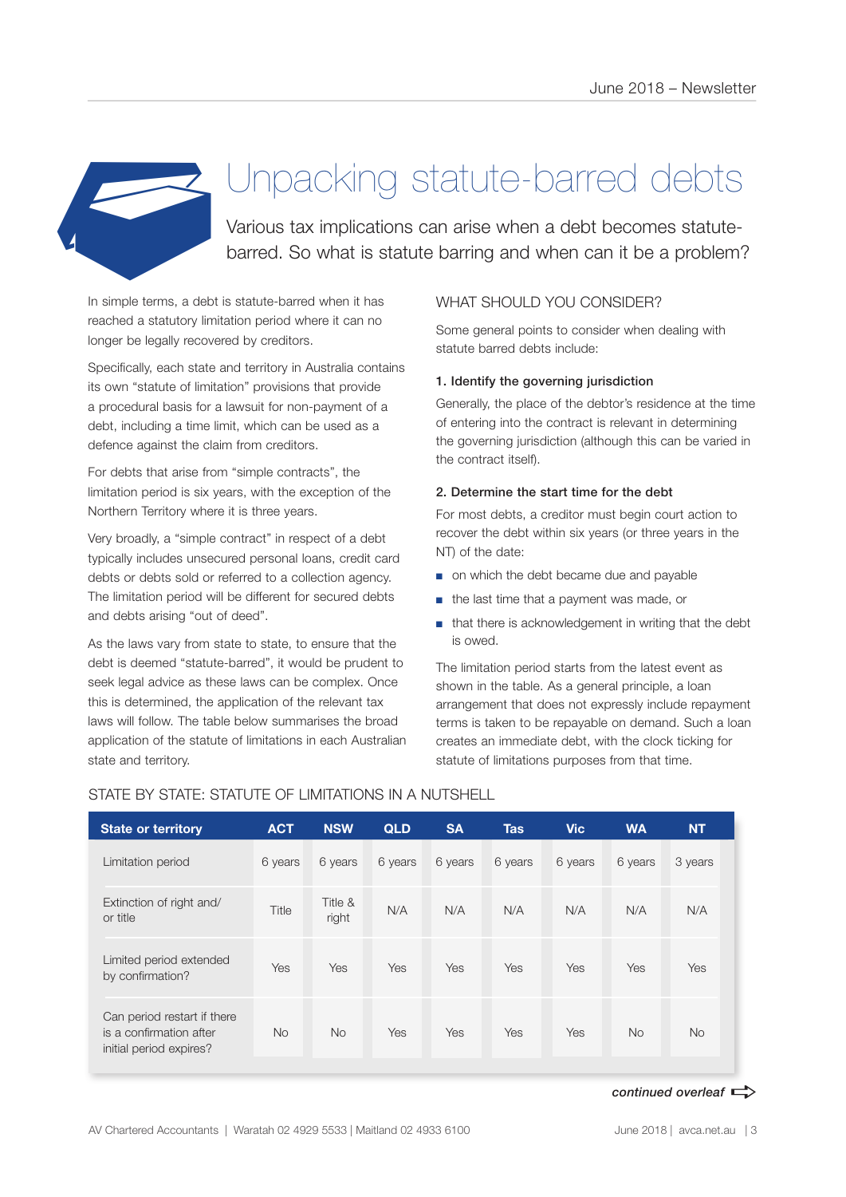# Unpacking statute-barred debts

Various tax implications can arise when a debt becomes statute-barred. So what is statute barring and when can it be a problem?

In simple terms, a debt is statute-barred when it has reached a statutory limitation period where it can no longer be legally recovered by creditors.

Specifically, each state and territory in Australia contains its own "statute of limitation" provisions that provide a procedural basis for a lawsuit for non-payment of a debt, including a time limit, which can be used as a defence against the claim from creditors.

For debts that arise from "simple contracts", the limitation period is six years, with the exception of the Northern Territory where it is three years.

Very broadly, a "simple contract" in respect of a debt typically includes unsecured personal loans, credit card debts or debts sold or referred to a collection agency. The limitation period will be different for secured debts and debts arising "out of deed".

As the laws vary from state to state, to ensure that the debt is deemed "statute-barred", it would be prudent to seek legal advice as these laws can be complex. Once this is determined, the application of the relevant tax laws will follow. The table below summarises the broad application of the statute of limitations in each Australian state and territory.

## WHAT SHOULD YOU CONSIDER?

Some general points to consider when dealing with statute barred debts include:

**1. Identify the governing jurisdiction**

Generally, the place of the debtor's residence at the time of entering into the contract is relevant in determining the governing jurisdiction (although this can be varied in the contract itself).

**2. Determine the start time for the debt**

For most debts, a creditor must begin court action to recover the debt within six years (or three years in the NT) of the date:

- on which the debt became due and payable
- the last time that a payment was made, or
- that there is acknowledgement in writing that the debt is owed.

The limitation period starts from the latest event as shown in the table. As a general principle, a loan arrangement that does not expressly include repayment terms is taken to be repayable on demand. Such a loan creates an immediate debt, with the clock ticking for statute of limitations purposes from that time.

## STATE BY STATE: STATUTE OF LIMITATIONS IN A NUTSHELL

| State or territory | ACT | NSW | QLD | SA | Tas | Vic | WA | NT |
|---|---|---|---|---|---|---|---|---|
| Limitation period | 6 years | 6 years | 6 years | 6 years | 6 years | 6 years | 6 years | 3 years |
| Extinction of right and/or title | Title | Title & right | N/A | N/A | N/A | N/A | N/A | N/A |
| Limited period extended by confirmation? | Yes | Yes | Yes | Yes | Yes | Yes | Yes | Yes |
| Can period restart if there is a confirmation after initial period expires? | No | No | Yes | Yes | Yes | Yes | No | No |

*continued overleaf*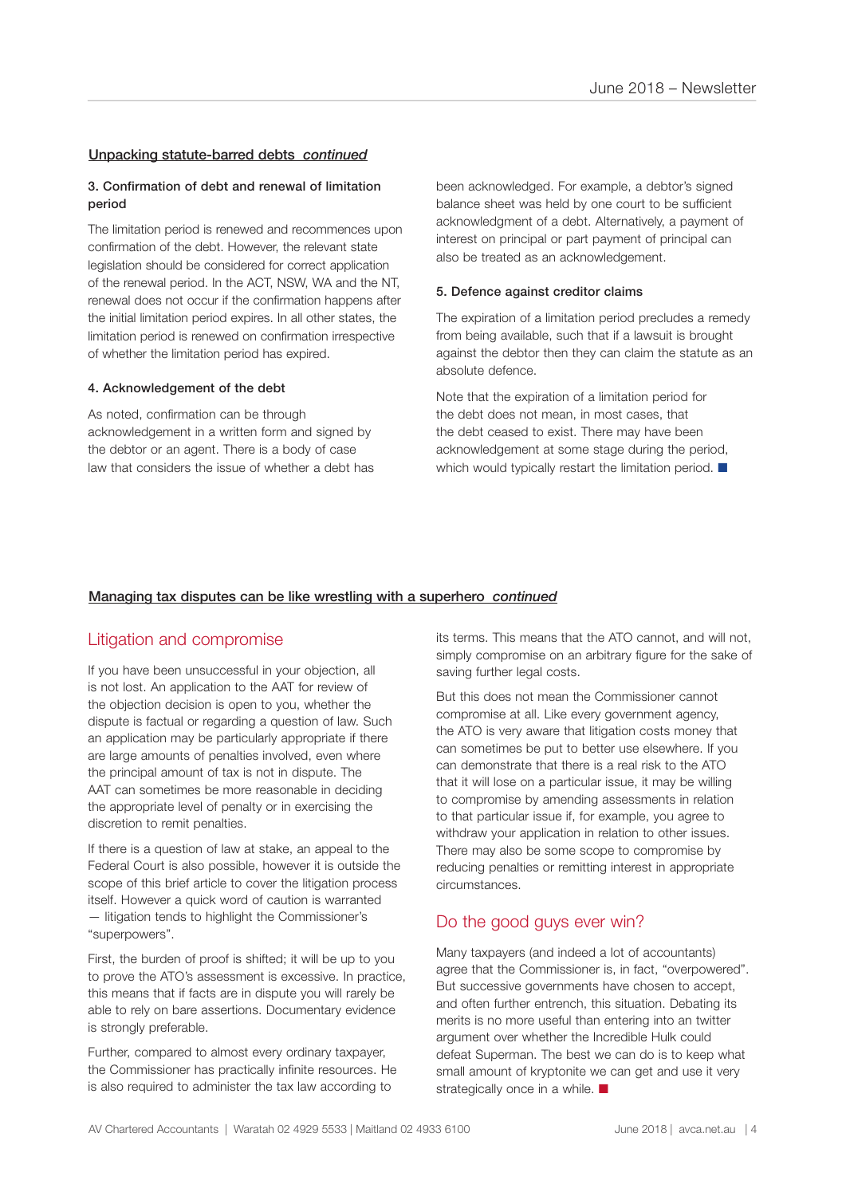## Unpacking statute-barred debts *continued*

### 3. Confirmation of debt and renewal of limitation period

The limitation period is renewed and recommences upon confirmation of the debt. However, the relevant state legislation should be considered for correct application of the renewal period. In the ACT, NSW, WA and the NT, renewal does not occur if the confirmation happens after the initial limitation period expires. In all other states, the limitation period is renewed on confirmation irrespective of whether the limitation period has expired.

### 4. Acknowledgement of the debt

As noted, confirmation can be through acknowledgement in a written form and signed by the debtor or an agent. There is a body of case law that considers the issue of whether a debt has been acknowledged. For example, a debtor's signed balance sheet was held by one court to be sufficient acknowledgment of a debt. Alternatively, a payment of interest on principal or part payment of principal can also be treated as an acknowledgement.

### 5. Defence against creditor claims

The expiration of a limitation period precludes a remedy from being available, such that if a lawsuit is brought against the debtor then they can claim the statute as an absolute defence.

Note that the expiration of a limitation period for the debt does not mean, in most cases, that the debt ceased to exist. There may have been acknowledgement at some stage during the period, which would typically restart the limitation period. ■

## Managing tax disputes can be like wrestling with a superhero *continued*

### Litigation and compromise

If you have been unsuccessful in your objection, all is not lost. An application to the AAT for review of the objection decision is open to you, whether the dispute is factual or regarding a question of law. Such an application may be particularly appropriate if there are large amounts of penalties involved, even where the principal amount of tax is not in dispute. The AAT can sometimes be more reasonable in deciding the appropriate level of penalty or in exercising the discretion to remit penalties.

If there is a question of law at stake, an appeal to the Federal Court is also possible, however it is outside the scope of this brief article to cover the litigation process itself. However a quick word of caution is warranted — litigation tends to highlight the Commissioner's "superpowers".

First, the burden of proof is shifted; it will be up to you to prove the ATO's assessment is excessive. In practice, this means that if facts are in dispute you will rarely be able to rely on bare assertions. Documentary evidence is strongly preferable.

Further, compared to almost every ordinary taxpayer, the Commissioner has practically infinite resources. He is also required to administer the tax law according to its terms. This means that the ATO cannot, and will not, simply compromise on an arbitrary figure for the sake of saving further legal costs.

But this does not mean the Commissioner cannot compromise at all. Like every government agency, the ATO is very aware that litigation costs money that can sometimes be put to better use elsewhere. If you can demonstrate that there is a real risk to the ATO that it will lose on a particular issue, it may be willing to compromise by amending assessments in relation to that particular issue if, for example, you agree to withdraw your application in relation to other issues. There may also be some scope to compromise by reducing penalties or remitting interest in appropriate circumstances.

### Do the good guys ever win?

Many taxpayers (and indeed a lot of accountants) agree that the Commissioner is, in fact, "overpowered". But successive governments have chosen to accept, and often further entrench, this situation. Debating its merits is no more useful than entering into an twitter argument over whether the Incredible Hulk could defeat Superman. The best we can do is to keep what small amount of kryptonite we can get and use it very strategically once in a while. ■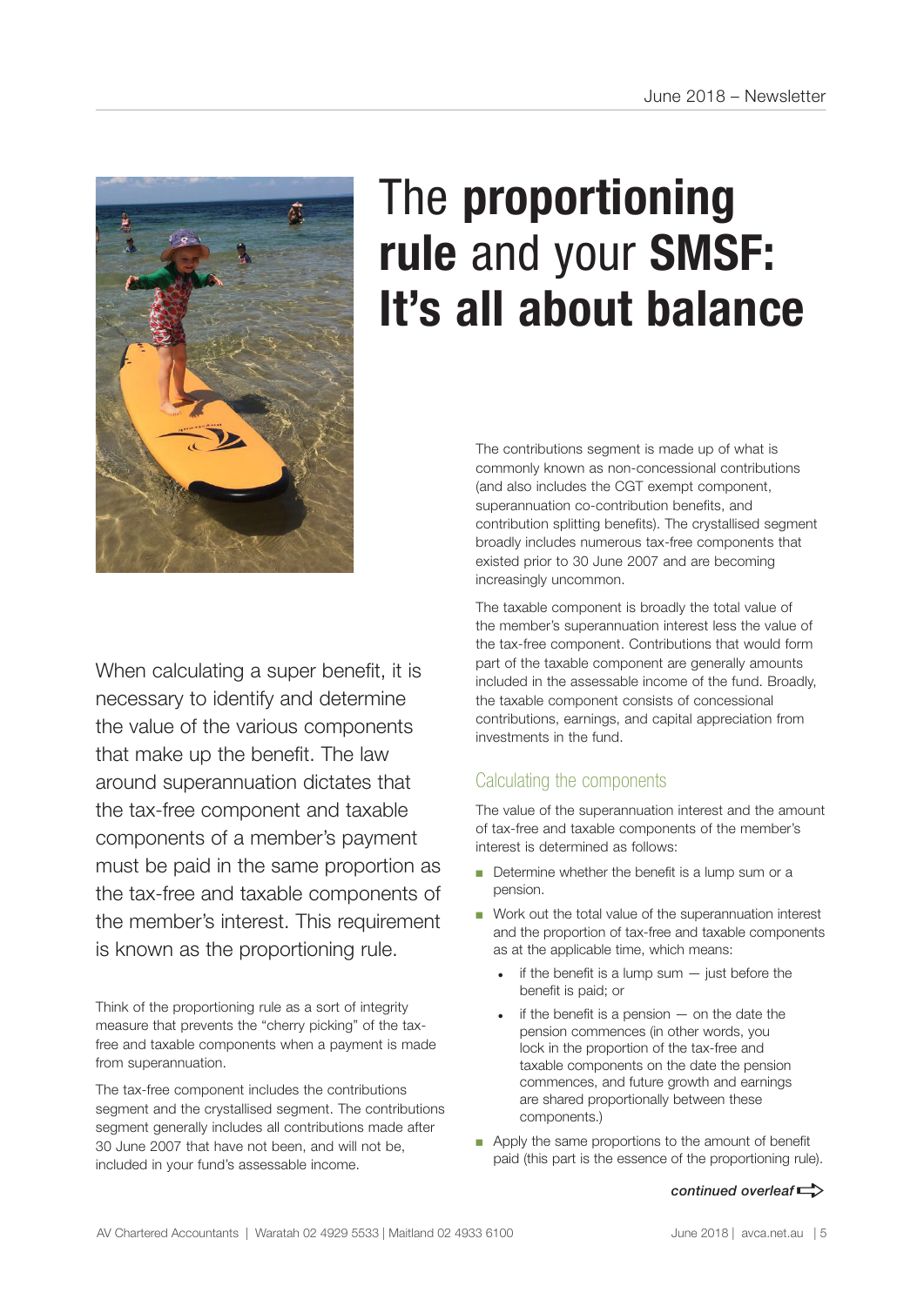# The **proportioning rule** and your **SMSF: It's all about balance**

When calculating a super benefit, it is necessary to identify and determine the value of the various components that make up the benefit. The law around superannuation dictates that the tax-free component and taxable components of a member's payment must be paid in the same proportion as the tax-free and taxable components of the member's interest. This requirement is known as the proportioning rule.

Think of the proportioning rule as a sort of integrity measure that prevents the "cherry picking" of the tax-free and taxable components when a payment is made from superannuation.

The tax-free component includes the contributions segment and the crystallised segment. The contributions segment generally includes all contributions made after 30 June 2007 that have not been, and will not be, included in your fund's assessable income.

The contributions segment is made up of what is commonly known as non-concessional contributions (and also includes the CGT exempt component, superannuation co-contribution benefits, and contribution splitting benefits). The crystallised segment broadly includes numerous tax-free components that existed prior to 30 June 2007 and are becoming increasingly uncommon.

The taxable component is broadly the total value of the member's superannuation interest less the value of the tax-free component. Contributions that would form part of the taxable component are generally amounts included in the assessable income of the fund. Broadly, the taxable component consists of concessional contributions, earnings, and capital appreciation from investments in the fund.

## Calculating the components

The value of the superannuation interest and the amount of tax-free and taxable components of the member's interest is determined as follows:

- Determine whether the benefit is a lump sum or a pension.
- Work out the total value of the superannuation interest and the proportion of tax-free and taxable components as at the applicable time, which means:
  - if the benefit is a lump sum — just before the benefit is paid; or
  - if the benefit is a pension — on the date the pension commences (in other words, you lock in the proportion of the tax-free and taxable components on the date the pension commences, and future growth and earnings are shared proportionally between these components.)
- Apply the same proportions to the amount of benefit paid (this part is the essence of the proportioning rule).

*continued overleaf*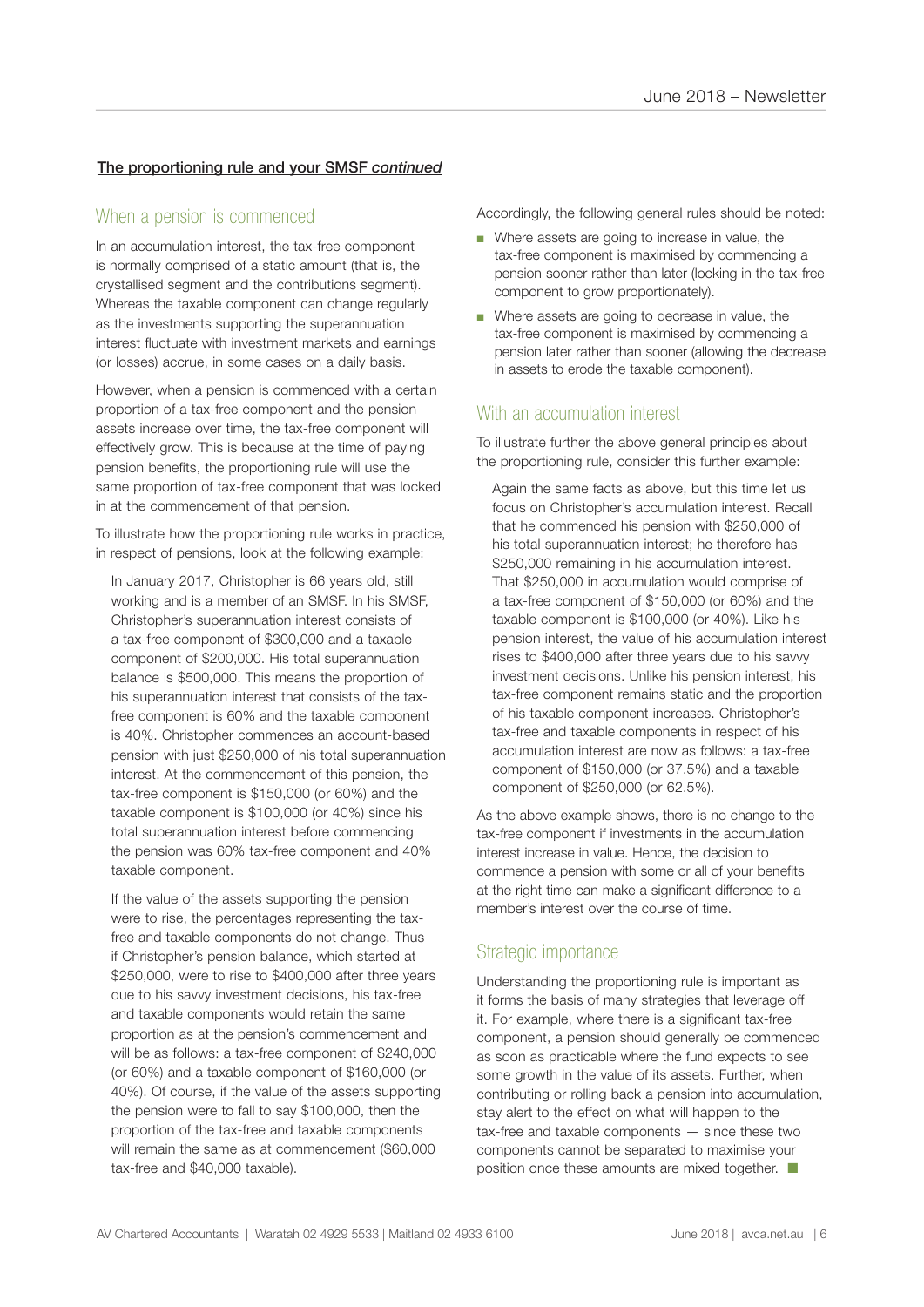**The proportioning rule and your SMSF *continued***

## When a pension is commenced

In an accumulation interest, the tax-free component is normally comprised of a static amount (that is, the crystallised segment and the contributions segment). Whereas the taxable component can change regularly as the investments supporting the superannuation interest fluctuate with investment markets and earnings (or losses) accrue, in some cases on a daily basis.

However, when a pension is commenced with a certain proportion of a tax-free component and the pension assets increase over time, the tax-free component will effectively grow. This is because at the time of paying pension benefits, the proportioning rule will use the same proportion of tax-free component that was locked in at the commencement of that pension.

To illustrate how the proportioning rule works in practice, in respect of pensions, look at the following example:

> In January 2017, Christopher is 66 years old, still working and is a member of an SMSF. In his SMSF, Christopher's superannuation interest consists of a tax-free component of $300,000 and a taxable component of $200,000. His total superannuation balance is $500,000. This means the proportion of his superannuation interest that consists of the tax-free component is 60% and the taxable component is 40%. Christopher commences an account-based pension with just $250,000 of his total superannuation interest. At the commencement of this pension, the tax-free component is $150,000 (or 60%) and the taxable component is $100,000 (or 40%) since his total superannuation interest before commencing the pension was 60% tax-free component and 40% taxable component.
>
> If the value of the assets supporting the pension were to rise, the percentages representing the tax-free and taxable components do not change. Thus if Christopher's pension balance, which started at $250,000, were to rise to $400,000 after three years due to his savvy investment decisions, his tax-free and taxable components would retain the same proportion as at the pension's commencement and will be as follows: a tax-free component of $240,000 (or 60%) and a taxable component of $160,000 (or 40%). Of course, if the value of the assets supporting the pension were to fall to say $100,000, then the proportion of the tax-free and taxable components will remain the same as at commencement ($60,000 tax-free and $40,000 taxable).

Accordingly, the following general rules should be noted:

- Where assets are going to increase in value, the tax-free component is maximised by commencing a pension sooner rather than later (locking in the tax-free component to grow proportionately).
- Where assets are going to decrease in value, the tax-free component is maximised by commencing a pension later rather than sooner (allowing the decrease in assets to erode the taxable component).

## With an accumulation interest

To illustrate further the above general principles about the proportioning rule, consider this further example:

> Again the same facts as above, but this time let us focus on Christopher's accumulation interest. Recall that he commenced his pension with $250,000 of his total superannuation interest; he therefore has $250,000 remaining in his accumulation interest. That $250,000 in accumulation would comprise of a tax-free component of $150,000 (or 60%) and the taxable component is $100,000 (or 40%). Like his pension interest, the value of his accumulation interest rises to $400,000 after three years due to his savvy investment decisions. Unlike his pension interest, his tax-free component remains static and the proportion of his taxable component increases. Christopher's tax-free and taxable components in respect of his accumulation interest are now as follows: a tax-free component of $150,000 (or 37.5%) and a taxable component of $250,000 (or 62.5%).

As the above example shows, there is no change to the tax-free component if investments in the accumulation interest increase in value. Hence, the decision to commence a pension with some or all of your benefits at the right time can make a significant difference to a member's interest over the course of time.

## Strategic importance

Understanding the proportioning rule is important as it forms the basis of many strategies that leverage off it. For example, where there is a significant tax-free component, a pension should generally be commenced as soon as practicable where the fund expects to see some growth in the value of its assets. Further, when contributing or rolling back a pension into accumulation, stay alert to the effect on what will happen to the tax-free and taxable components — since these two components cannot be separated to maximise your position once these amounts are mixed together. ■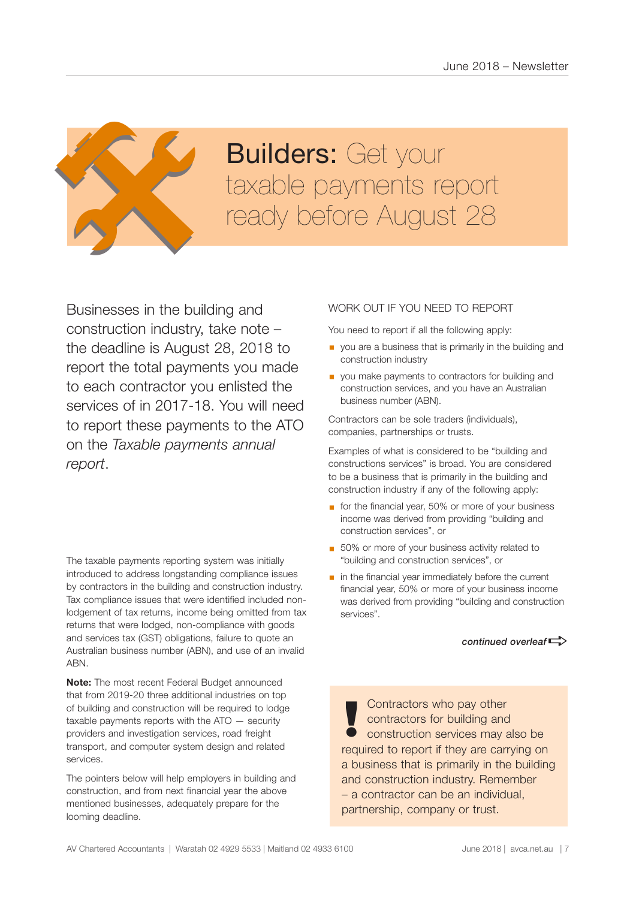# Builders: Get your taxable payments report ready before August 28

Businesses in the building and construction industry, take note – the deadline is August 28, 2018 to report the total payments you made to each contractor you enlisted the services of in 2017-18. You will need to report these payments to the ATO on the *Taxable payments annual report*.

The taxable payments reporting system was initially introduced to address longstanding compliance issues by contractors in the building and construction industry. Tax compliance issues that were identified included non-lodgement of tax returns, income being omitted from tax returns that were lodged, non-compliance with goods and services tax (GST) obligations, failure to quote an Australian business number (ABN), and use of an invalid ABN.

**Note:** The most recent Federal Budget announced that from 2019-20 three additional industries on top of building and construction will be required to lodge taxable payments reports with the ATO — security providers and investigation services, road freight transport, and computer system design and related services.

The pointers below will help employers in building and construction, and from next financial year the above mentioned businesses, adequately prepare for the looming deadline.

## WORK OUT IF YOU NEED TO REPORT

You need to report if all the following apply:

- you are a business that is primarily in the building and construction industry
- you make payments to contractors for building and construction services, and you have an Australian business number (ABN).

Contractors can be sole traders (individuals), companies, partnerships or trusts.

Examples of what is considered to be "building and constructions services" is broad. You are considered to be a business that is primarily in the building and construction industry if any of the following apply:

- for the financial year, 50% or more of your business income was derived from providing "building and construction services", or
- 50% or more of your business activity related to "building and construction services", or
- in the financial year immediately before the current financial year, 50% or more of your business income was derived from providing "building and construction services".

*continued overleaf*

**!** Contractors who pay other contractors for building and construction services may also be required to report if they are carrying on a business that is primarily in the building and construction industry. Remember – a contractor can be an individual, partnership, company or trust.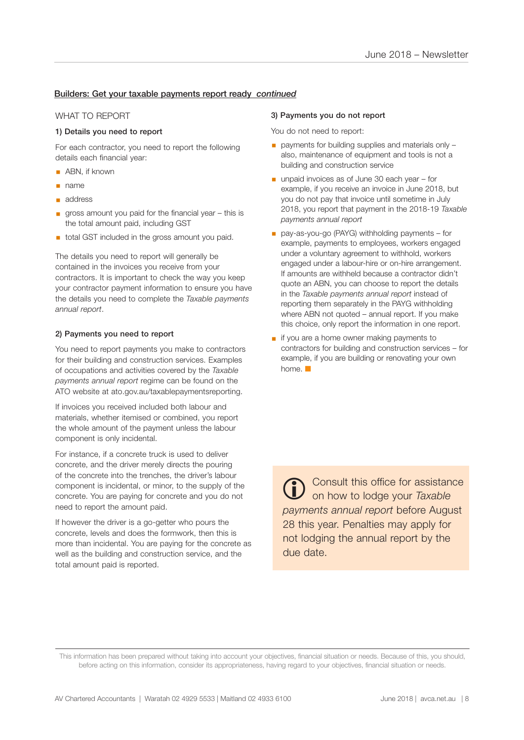## Builders: Get your taxable payments report ready *continued*

### WHAT TO REPORT

#### 1) Details you need to report

For each contractor, you need to report the following details each financial year:

- ABN, if known
- name
- address
- gross amount you paid for the financial year – this is the total amount paid, including GST
- total GST included in the gross amount you paid.

The details you need to report will generally be contained in the invoices you receive from your contractors. It is important to check the way you keep your contractor payment information to ensure you have the details you need to complete the *Taxable payments annual report*.

#### 2) Payments you need to report

You need to report payments you make to contractors for their building and construction services. Examples of occupations and activities covered by the *Taxable payments annual report* regime can be found on the ATO website at ato.gov.au/taxablepaymentsreporting.

If invoices you received included both labour and materials, whether itemised or combined, you report the whole amount of the payment unless the labour component is only incidental.

For instance, if a concrete truck is used to deliver concrete, and the driver merely directs the pouring of the concrete into the trenches, the driver's labour component is incidental, or minor, to the supply of the concrete. You are paying for concrete and you do not need to report the amount paid.

If however the driver is a go-getter who pours the concrete, levels and does the formwork, then this is more than incidental. You are paying for the concrete as well as the building and construction service, and the total amount paid is reported.

#### 3) Payments you do not report

You do not need to report:

- payments for building supplies and materials only – also, maintenance of equipment and tools is not a building and construction service
- unpaid invoices as of June 30 each year – for example, if you receive an invoice in June 2018, but you do not pay that invoice until sometime in July 2018, you report that payment in the 2018-19 *Taxable payments annual report*
- pay-as-you-go (PAYG) withholding payments – for example, payments to employees, workers engaged under a voluntary agreement to withhold, workers engaged under a labour-hire or on-hire arrangement. If amounts are withheld because a contractor didn't quote an ABN, you can choose to report the details in the *Taxable payments annual report* instead of reporting them separately in the PAYG withholding where ABN not quoted – annual report. If you make this choice, only report the information in one report.
- if you are a home owner making payments to contractors for building and construction services – for example, if you are building or renovating your own home.

> Consult this office for assistance on how to lodge your *Taxable payments annual report* before August 28 this year. Penalties may apply for not lodging the annual report by the due date.

This information has been prepared without taking into account your objectives, financial situation or needs. Because of this, you should, before acting on this information, consider its appropriateness, having regard to your objectives, financial situation or needs.